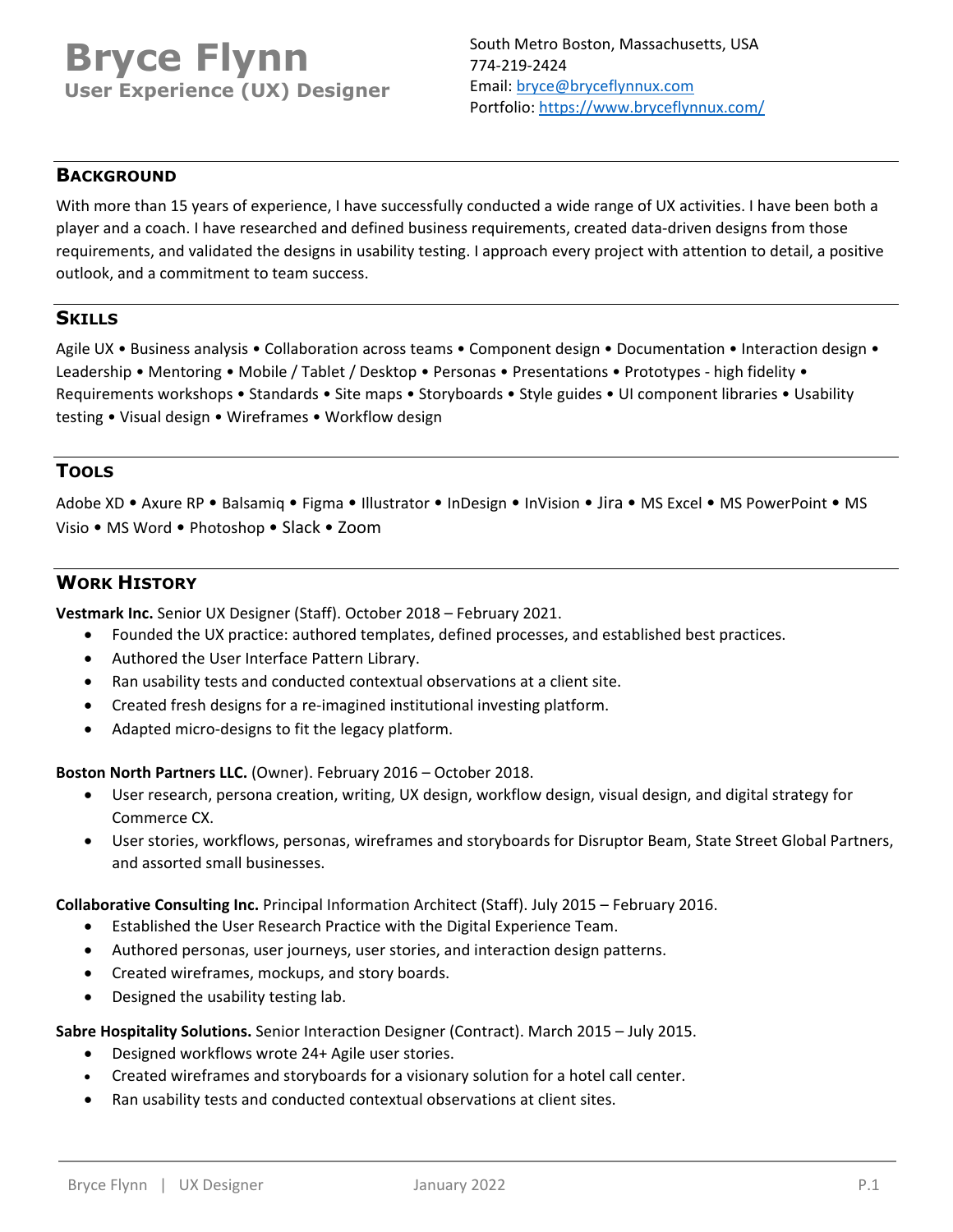# Bryce Flynn

**User Experience (UX) Designer**

South Metro Boston, Massachusetts, USA
774-219-2424
Email: [bryce@bryceflynnux.com](mailto:bryce@bryceflynnux.com)
Portfolio: [https://www.bryceflynnux.com/](https://www.bryceflynnux.com/)

## Background

With more than 15 years of experience, I have successfully conducted a wide range of UX activities. I have been both a player and a coach. I have researched and defined business requirements, created data-driven designs from those requirements, and validated the designs in usability testing. I approach every project with attention to detail, a positive outlook, and a commitment to team success.

## Skills

Agile UX • Business analysis • Collaboration across teams • Component design • Documentation • Interaction design • Leadership • Mentoring • Mobile / Tablet / Desktop • Personas • Presentations • Prototypes - high fidelity • Requirements workshops • Standards • Site maps • Storyboards • Style guides • UI component libraries • Usability testing • Visual design • Wireframes • Workflow design

## Tools

Adobe XD • Axure RP • Balsamiq • Figma • Illustrator • InDesign • InVision • Jira • MS Excel • MS PowerPoint • MS Visio • MS Word • Photoshop • Slack • Zoom

## Work History

**Vestmark Inc.** Senior UX Designer (Staff). October 2018 – February 2021.

- Founded the UX practice: authored templates, defined processes, and established best practices.
- Authored the User Interface Pattern Library.
- Ran usability tests and conducted contextual observations at a client site.
- Created fresh designs for a re-imagined institutional investing platform.
- Adapted micro-designs to fit the legacy platform.

**Boston North Partners LLC.** (Owner). February 2016 – October 2018.

- User research, persona creation, writing, UX design, workflow design, visual design, and digital strategy for Commerce CX.
- User stories, workflows, personas, wireframes and storyboards for Disruptor Beam, State Street Global Partners, and assorted small businesses.

**Collaborative Consulting Inc.** Principal Information Architect (Staff). July 2015 – February 2016.

- Established the User Research Practice with the Digital Experience Team.
- Authored personas, user journeys, user stories, and interaction design patterns.
- Created wireframes, mockups, and story boards.
- Designed the usability testing lab.

**Sabre Hospitality Solutions.** Senior Interaction Designer (Contract). March 2015 – July 2015.

- Designed workflows wrote 24+ Agile user stories.
- Created wireframes and storyboards for a visionary solution for a hotel call center.
- Ran usability tests and conducted contextual observations at client sites.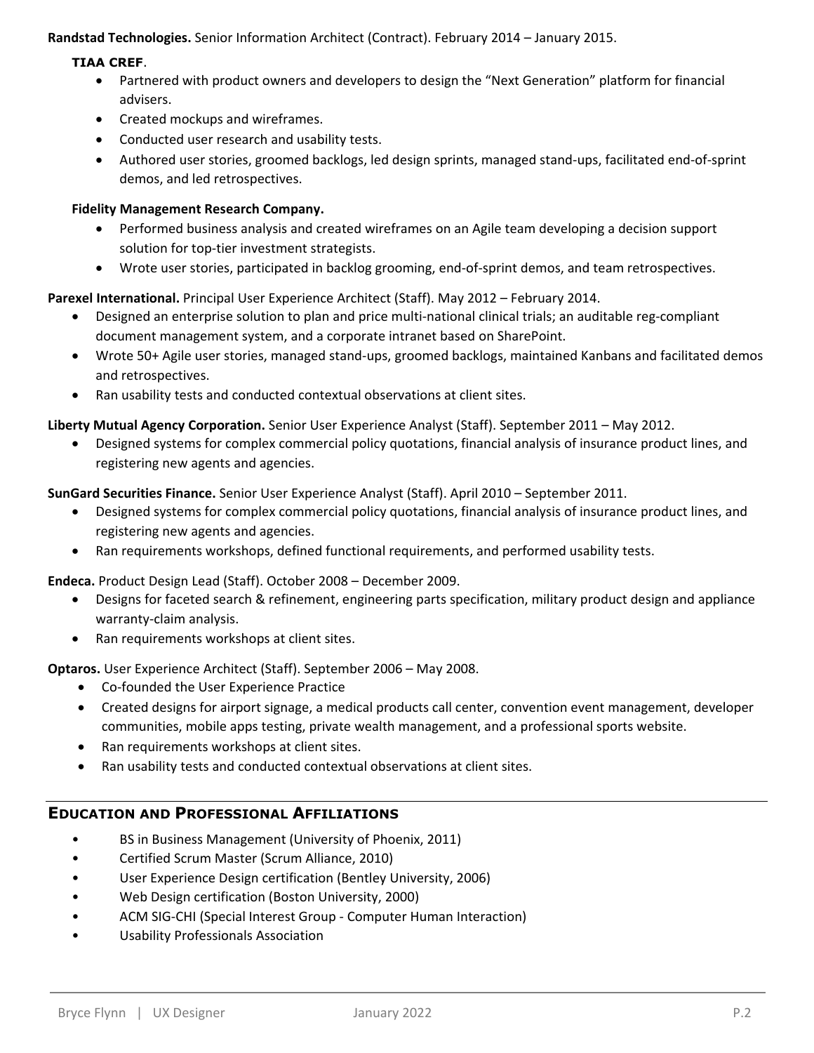**Randstad Technologies.** Senior Information Architect (Contract). February 2014 – January 2015.

**TIAA CREF**.

- Partnered with product owners and developers to design the "Next Generation" platform for financial advisers.
- Created mockups and wireframes.
- Conducted user research and usability tests.
- Authored user stories, groomed backlogs, led design sprints, managed stand-ups, facilitated end-of-sprint demos, and led retrospectives.

**Fidelity Management Research Company.**

- Performed business analysis and created wireframes on an Agile team developing a decision support solution for top-tier investment strategists.
- Wrote user stories, participated in backlog grooming, end-of-sprint demos, and team retrospectives.

**Parexel International.** Principal User Experience Architect (Staff). May 2012 – February 2014.

- Designed an enterprise solution to plan and price multi-national clinical trials; an auditable reg-compliant document management system, and a corporate intranet based on SharePoint.
- Wrote 50+ Agile user stories, managed stand-ups, groomed backlogs, maintained Kanbans and facilitated demos and retrospectives.
- Ran usability tests and conducted contextual observations at client sites.

**Liberty Mutual Agency Corporation.** Senior User Experience Analyst (Staff). September 2011 – May 2012.

- Designed systems for complex commercial policy quotations, financial analysis of insurance product lines, and registering new agents and agencies.

**SunGard Securities Finance.** Senior User Experience Analyst (Staff). April 2010 – September 2011.

- Designed systems for complex commercial policy quotations, financial analysis of insurance product lines, and registering new agents and agencies.
- Ran requirements workshops, defined functional requirements, and performed usability tests.

**Endeca.** Product Design Lead (Staff). October 2008 – December 2009.

- Designs for faceted search & refinement, engineering parts specification, military product design and appliance warranty-claim analysis.
- Ran requirements workshops at client sites.

**Optaros.** User Experience Architect (Staff). September 2006 – May 2008.

- Co-founded the User Experience Practice
- Created designs for airport signage, a medical products call center, convention event management, developer communities, mobile apps testing, private wealth management, and a professional sports website.
- Ran requirements workshops at client sites.
- Ran usability tests and conducted contextual observations at client sites.

## EDUCATION AND PROFESSIONAL AFFILIATIONS

- BS in Business Management (University of Phoenix, 2011)
- Certified Scrum Master (Scrum Alliance, 2010)
- User Experience Design certification (Bentley University, 2006)
- Web Design certification (Boston University, 2000)
- ACM SIG-CHI (Special Interest Group - Computer Human Interaction)
- Usability Professionals Association